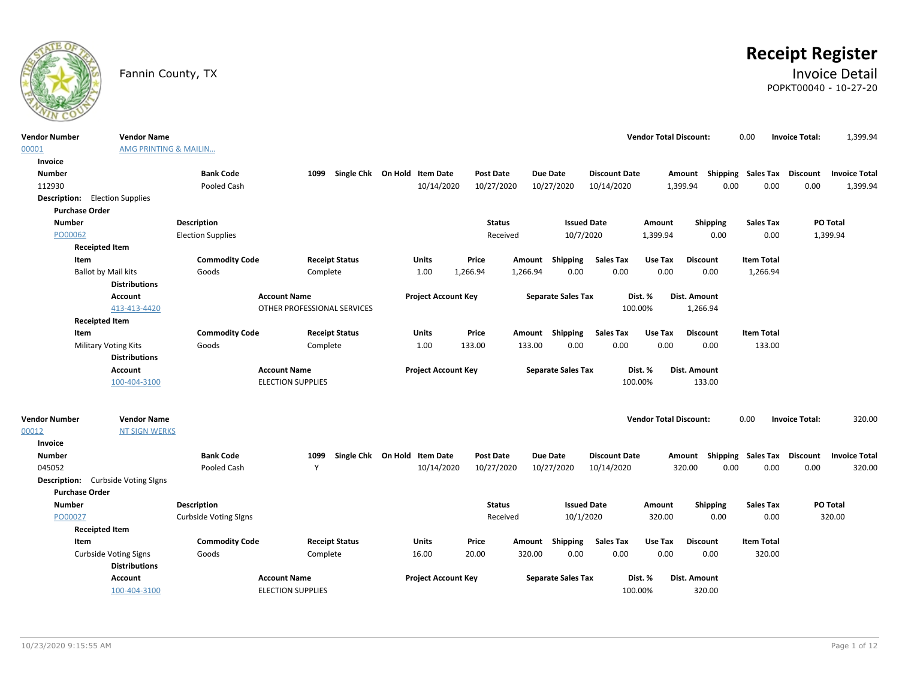# Receipt Register

Fannin County, TX

## Invoice Detail

POPKT00040 - 10-27-20

| Vendor Number | Vendor Name | Vendor Total Discount: | Invoice Total: |
|---|---|---|---|
| 00001 | AMG PRINTING & MAILIN... | 0.00 | 1,399.94 |

**Invoice**

| Number | Bank Code | 1099 | Single Chk | On Hold | Item Date | Post Date | Due Date | Discount Date | Amount | Shipping | Sales Tax | Discount | Invoice Total |
|---|---|---|---|---|---|---|---|---|---|---|---|---|---|
| 112930 | Pooled Cash | | | | 10/14/2020 | 10/27/2020 | 10/27/2020 | 10/14/2020 | 1,399.94 | 0.00 | 0.00 | 0.00 | 1,399.94 |

**Description:** Election Supplies

**Purchase Order**

| Number | Description | Status | Issued Date | Amount | Shipping | Sales Tax | PO Total |
|---|---|---|---|---|---|---|---|
| PO00062 | Election Supplies | Received | 10/7/2020 | 1,399.94 | 0.00 | 0.00 | 1,399.94 |

**Receipted Item**

| Item | Commodity Code | Receipt Status | Units | Price | Amount | Shipping | Sales Tax | Use Tax | Discount | Item Total |
|---|---|---|---|---|---|---|---|---|---|---|
| Ballot by Mail kits | Goods | Complete | 1.00 | 1,266.94 | 1,266.94 | 0.00 | 0.00 | 0.00 | 0.00 | 1,266.94 |

**Distributions**

| Account | Account Name | Project Account Key | Separate Sales Tax | Dist. % | Dist. Amount |
|---|---|---|---|---|---|
| 413-413-4420 | OTHER PROFESSIONAL SERVICES | | | 100.00% | 1,266.94 |

**Receipted Item**

| Item | Commodity Code | Receipt Status | Units | Price | Amount | Shipping | Sales Tax | Use Tax | Discount | Item Total |
|---|---|---|---|---|---|---|---|---|---|---|
| Military Voting Kits | Goods | Complete | 1.00 | 133.00 | 133.00 | 0.00 | 0.00 | 0.00 | 0.00 | 133.00 |

**Distributions**

| Account | Account Name | Project Account Key | Separate Sales Tax | Dist. % | Dist. Amount |
|---|---|---|---|---|---|
| 100-404-3100 | ELECTION SUPPLIES | | | 100.00% | 133.00 |

| Vendor Number | Vendor Name | Vendor Total Discount: | Invoice Total: |
|---|---|---|---|
| 00012 | NT SIGN WERKS | 0.00 | 320.00 |

**Invoice**

| Number | Bank Code | 1099 | Single Chk | On Hold | Item Date | Post Date | Due Date | Discount Date | Amount | Shipping | Sales Tax | Discount | Invoice Total |
|---|---|---|---|---|---|---|---|---|---|---|---|---|---|
| 045052 | Pooled Cash | Y | | | 10/14/2020 | 10/27/2020 | 10/27/2020 | 10/14/2020 | 320.00 | 0.00 | 0.00 | 0.00 | 320.00 |

**Description:** Curbside Voting SIgns

**Purchase Order**

| Number | Description | Status | Issued Date | Amount | Shipping | Sales Tax | PO Total |
|---|---|---|---|---|---|---|---|
| PO00027 | Curbside Voting SIgns | Received | 10/1/2020 | 320.00 | 0.00 | 0.00 | 320.00 |

**Receipted Item**

| Item | Commodity Code | Receipt Status | Units | Price | Amount | Shipping | Sales Tax | Use Tax | Discount | Item Total |
|---|---|---|---|---|---|---|---|---|---|---|
| Curbside Voting Signs | Goods | Complete | 16.00 | 20.00 | 320.00 | 0.00 | 0.00 | 0.00 | 0.00 | 320.00 |

**Distributions**

| Account | Account Name | Project Account Key | Separate Sales Tax | Dist. % | Dist. Amount |
|---|---|---|---|---|---|
| 100-404-3100 | ELECTION SUPPLIES | | | 100.00% | 320.00 |

10/23/2020 9:15:55 AM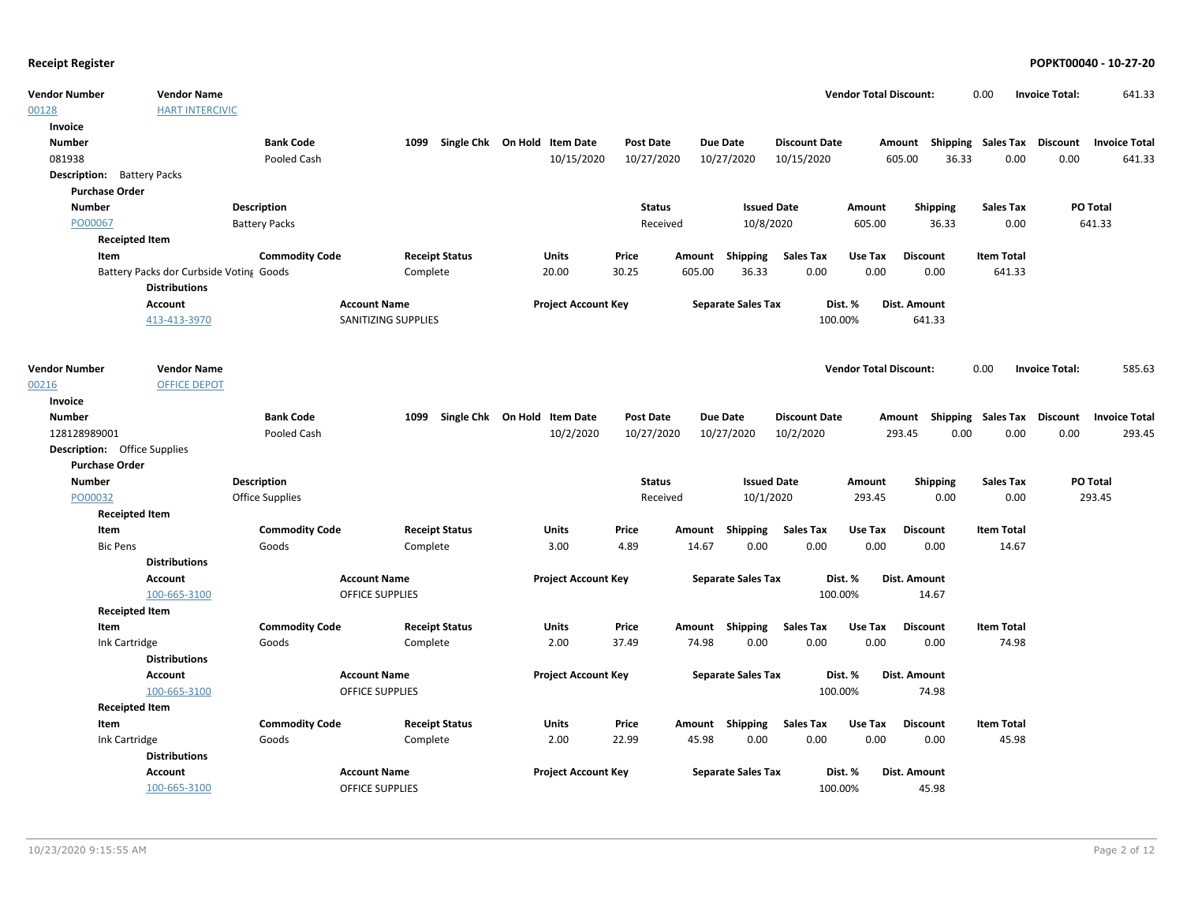**Receipt Register** **POPKT00040 - 10-27-20**

| Vendor Number | Vendor Name | | Vendor Total Discount: | 0.00 | Invoice Total: | 641.33 |
|---|---|---|---|---|---|---|
| 00128 | HART INTERCIVIC | | | | | |

**Invoice**

| Number | Bank Code | 1099 | Single Chk | On Hold | Item Date | Post Date | Due Date | Discount Date | Amount | Shipping | Sales Tax | Discount | Invoice Total |
|---|---|---|---|---|---|---|---|---|---|---|---|---|---|
| 081938 | Pooled Cash | | | | 10/15/2020 | 10/27/2020 | 10/27/2020 | 10/15/2020 | 605.00 | 36.33 | 0.00 | 0.00 | 641.33 |

**Description:** Battery Packs

**Purchase Order**

| Number | Description | Status | Issued Date | Amount | Shipping | Sales Tax | PO Total |
|---|---|---|---|---|---|---|---|
| PO00067 | Battery Packs | Received | 10/8/2020 | 605.00 | 36.33 | 0.00 | 641.33 |

**Receipted Item**

| Item | Commodity Code | Receipt Status | Units | Price | Amount | Shipping | Sales Tax | Use Tax | Discount | Item Total |
|---|---|---|---|---|---|---|---|---|---|---|
| Battery Packs dor Curbside Voting | Goods | Complete | 20.00 | 30.25 | 605.00 | 36.33 | 0.00 | 0.00 | 0.00 | 641.33 |

**Distributions**

| Account | Account Name | Project Account Key | Separate Sales Tax | Dist. % | Dist. Amount |
|---|---|---|---|---|---|
| 413-413-3970 | SANITIZING SUPPLIES | | | 100.00% | 641.33 |

| Vendor Number | Vendor Name | | Vendor Total Discount: | 0.00 | Invoice Total: | 585.63 |
|---|---|---|---|---|---|---|
| 00216 | OFFICE DEPOT | | | | | |

**Invoice**

| Number | Bank Code | 1099 | Single Chk | On Hold | Item Date | Post Date | Due Date | Discount Date | Amount | Shipping | Sales Tax | Discount | Invoice Total |
|---|---|---|---|---|---|---|---|---|---|---|---|---|---|
| 128128989001 | Pooled Cash | | | | 10/2/2020 | 10/27/2020 | 10/27/2020 | 10/2/2020 | 293.45 | 0.00 | 0.00 | 0.00 | 293.45 |

**Description:** Office Supplies

**Purchase Order**

| Number | Description | Status | Issued Date | Amount | Shipping | Sales Tax | PO Total |
|---|---|---|---|---|---|---|---|
| PO00032 | Office Supplies | Received | 10/1/2020 | 293.45 | 0.00 | 0.00 | 293.45 |

**Receipted Item**

| Item | Commodity Code | Receipt Status | Units | Price | Amount | Shipping | Sales Tax | Use Tax | Discount | Item Total |
|---|---|---|---|---|---|---|---|---|---|---|
| Bic Pens | Goods | Complete | 3.00 | 4.89 | 14.67 | 0.00 | 0.00 | 0.00 | 0.00 | 14.67 |

**Distributions**

| Account | Account Name | Project Account Key | Separate Sales Tax | Dist. % | Dist. Amount |
|---|---|---|---|---|---|
| 100-665-3100 | OFFICE SUPPLIES | | | 100.00% | 14.67 |

**Receipted Item**

| Item | Commodity Code | Receipt Status | Units | Price | Amount | Shipping | Sales Tax | Use Tax | Discount | Item Total |
|---|---|---|---|---|---|---|---|---|---|---|
| Ink Cartridge | Goods | Complete | 2.00 | 37.49 | 74.98 | 0.00 | 0.00 | 0.00 | 0.00 | 74.98 |

**Distributions**

| Account | Account Name | Project Account Key | Separate Sales Tax | Dist. % | Dist. Amount |
|---|---|---|---|---|---|
| 100-665-3100 | OFFICE SUPPLIES | | | 100.00% | 74.98 |

**Receipted Item**

| Item | Commodity Code | Receipt Status | Units | Price | Amount | Shipping | Sales Tax | Use Tax | Discount | Item Total |
|---|---|---|---|---|---|---|---|---|---|---|
| Ink Cartridge | Goods | Complete | 2.00 | 22.99 | 45.98 | 0.00 | 0.00 | 0.00 | 0.00 | 45.98 |

**Distributions**

| Account | Account Name | Project Account Key | Separate Sales Tax | Dist. % | Dist. Amount |
|---|---|---|---|---|---|
| 100-665-3100 | OFFICE SUPPLIES | | | 100.00% | 45.98 |

10/23/2020 9:15:55 AM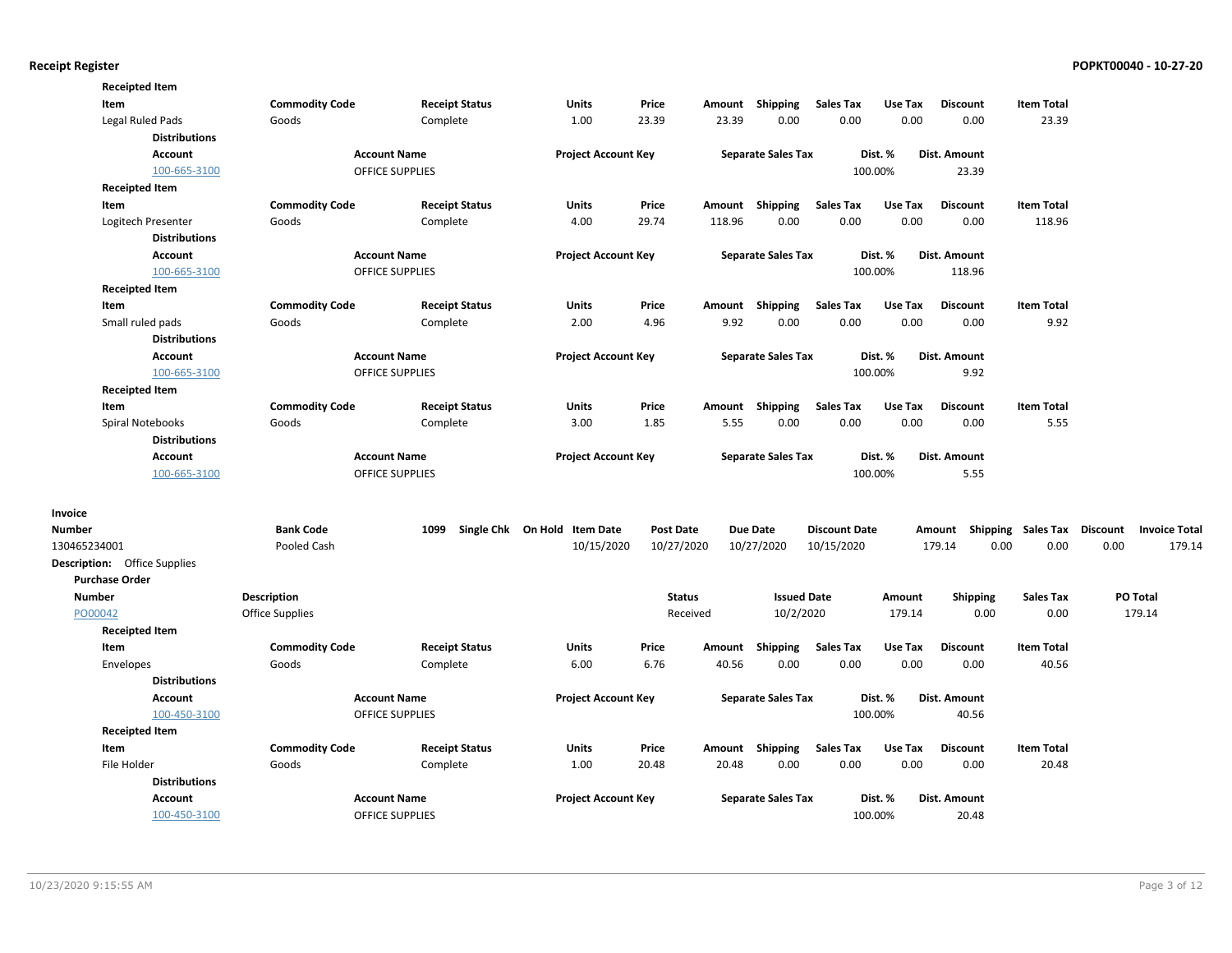**Receipted Item**

| Item | Commodity Code | Receipt Status | Units | Price | Amount | Shipping | Sales Tax | Use Tax | Discount | Item Total |
|---|---|---|---|---|---|---|---|---|---|---|
| Legal Ruled Pads | Goods | Complete | 1.00 | 23.39 | 23.39 | 0.00 | 0.00 | 0.00 | 0.00 | 23.39 |

**Distributions**

| Account | Account Name | Project Account Key | Separate Sales Tax | Dist. % | Dist. Amount |
|---|---|---|---|---|---|
| 100-665-3100 | OFFICE SUPPLIES | | | 100.00% | 23.39 |

**Receipted Item**

| Item | Commodity Code | Receipt Status | Units | Price | Amount | Shipping | Sales Tax | Use Tax | Discount | Item Total |
|---|---|---|---|---|---|---|---|---|---|---|
| Logitech Presenter | Goods | Complete | 4.00 | 29.74 | 118.96 | 0.00 | 0.00 | 0.00 | 0.00 | 118.96 |

**Distributions**

| Account | Account Name | Project Account Key | Separate Sales Tax | Dist. % | Dist. Amount |
|---|---|---|---|---|---|
| 100-665-3100 | OFFICE SUPPLIES | | | 100.00% | 118.96 |

**Receipted Item**

| Item | Commodity Code | Receipt Status | Units | Price | Amount | Shipping | Sales Tax | Use Tax | Discount | Item Total |
|---|---|---|---|---|---|---|---|---|---|---|
| Small ruled pads | Goods | Complete | 2.00 | 4.96 | 9.92 | 0.00 | 0.00 | 0.00 | 0.00 | 9.92 |

**Distributions**

| Account | Account Name | Project Account Key | Separate Sales Tax | Dist. % | Dist. Amount |
|---|---|---|---|---|---|
| 100-665-3100 | OFFICE SUPPLIES | | | 100.00% | 9.92 |

**Receipted Item**

| Item | Commodity Code | Receipt Status | Units | Price | Amount | Shipping | Sales Tax | Use Tax | Discount | Item Total |
|---|---|---|---|---|---|---|---|---|---|---|
| Spiral Notebooks | Goods | Complete | 3.00 | 1.85 | 5.55 | 0.00 | 0.00 | 0.00 | 0.00 | 5.55 |

**Distributions**

| Account | Account Name | Project Account Key | Separate Sales Tax | Dist. % | Dist. Amount |
|---|---|---|---|---|---|
| 100-665-3100 | OFFICE SUPPLIES | | | 100.00% | 5.55 |

**Invoice**

| Number | Bank Code | 1099 | Single Chk | On Hold | Item Date | Post Date | Due Date | Discount Date | Amount | Shipping | Sales Tax | Discount | Invoice Total |
|---|---|---|---|---|---|---|---|---|---|---|---|---|---|
| 130465234001 | Pooled Cash | | | | 10/15/2020 | 10/27/2020 | 10/27/2020 | 10/15/2020 | 179.14 | 0.00 | 0.00 | 0.00 | 179.14 |

**Description:** Office Supplies

**Purchase Order**

| Number | Description | Status | Issued Date | Amount | Shipping | Sales Tax | PO Total |
|---|---|---|---|---|---|---|---|
| PO00042 | Office Supplies | Received | 10/2/2020 | 179.14 | 0.00 | 0.00 | 179.14 |

**Receipted Item**

| Item | Commodity Code | Receipt Status | Units | Price | Amount | Shipping | Sales Tax | Use Tax | Discount | Item Total |
|---|---|---|---|---|---|---|---|---|---|---|
| Envelopes | Goods | Complete | 6.00 | 6.76 | 40.56 | 0.00 | 0.00 | 0.00 | 0.00 | 40.56 |

**Distributions**

| Account | Account Name | Project Account Key | Separate Sales Tax | Dist. % | Dist. Amount |
|---|---|---|---|---|---|
| 100-450-3100 | OFFICE SUPPLIES | | | 100.00% | 40.56 |

**Receipted Item**

| Item | Commodity Code | Receipt Status | Units | Price | Amount | Shipping | Sales Tax | Use Tax | Discount | Item Total |
|---|---|---|---|---|---|---|---|---|---|---|
| File Holder | Goods | Complete | 1.00 | 20.48 | 20.48 | 0.00 | 0.00 | 0.00 | 0.00 | 20.48 |

**Distributions**

| Account | Account Name | Project Account Key | Separate Sales Tax | Dist. % | Dist. Amount |
|---|---|---|---|---|---|
| 100-450-3100 | OFFICE SUPPLIES | | | 100.00% | 20.48 |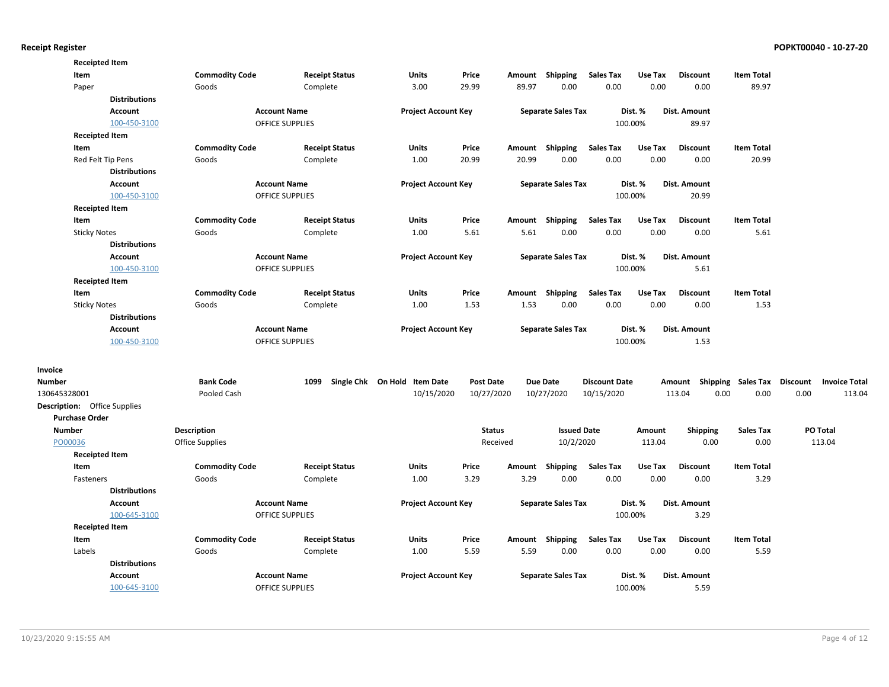**Receipt Register** — POPKT00040 - 10-27-20

**Receipted Item**

| Item | Commodity Code | Receipt Status | Units | Price | Amount | Shipping | Sales Tax | Use Tax | Discount | Item Total |
|---|---|---|---|---|---|---|---|---|---|---|
| Paper | Goods | Complete | 3.00 | 29.99 | 89.97 | 0.00 | 0.00 | 0.00 | 0.00 | 89.97 |

**Distributions**

| Account | Account Name | Project Account Key | Separate Sales Tax | Dist. % | Dist. Amount |
|---|---|---|---|---|---|
| 100-450-3100 | OFFICE SUPPLIES | | | 100.00% | 89.97 |

**Receipted Item**

| Item | Commodity Code | Receipt Status | Units | Price | Amount | Shipping | Sales Tax | Use Tax | Discount | Item Total |
|---|---|---|---|---|---|---|---|---|---|---|
| Red Felt Tip Pens | Goods | Complete | 1.00 | 20.99 | 20.99 | 0.00 | 0.00 | 0.00 | 0.00 | 20.99 |

**Distributions**

| Account | Account Name | Project Account Key | Separate Sales Tax | Dist. % | Dist. Amount |
|---|---|---|---|---|---|
| 100-450-3100 | OFFICE SUPPLIES | | | 100.00% | 20.99 |

**Receipted Item**

| Item | Commodity Code | Receipt Status | Units | Price | Amount | Shipping | Sales Tax | Use Tax | Discount | Item Total |
|---|---|---|---|---|---|---|---|---|---|---|
| Sticky Notes | Goods | Complete | 1.00 | 5.61 | 5.61 | 0.00 | 0.00 | 0.00 | 0.00 | 5.61 |

**Distributions**

| Account | Account Name | Project Account Key | Separate Sales Tax | Dist. % | Dist. Amount |
|---|---|---|---|---|---|
| 100-450-3100 | OFFICE SUPPLIES | | | 100.00% | 5.61 |

**Receipted Item**

| Item | Commodity Code | Receipt Status | Units | Price | Amount | Shipping | Sales Tax | Use Tax | Discount | Item Total |
|---|---|---|---|---|---|---|---|---|---|---|
| Sticky Notes | Goods | Complete | 1.00 | 1.53 | 1.53 | 0.00 | 0.00 | 0.00 | 0.00 | 1.53 |

**Distributions**

| Account | Account Name | Project Account Key | Separate Sales Tax | Dist. % | Dist. Amount |
|---|---|---|---|---|---|
| 100-450-3100 | OFFICE SUPPLIES | | | 100.00% | 1.53 |

**Invoice**

| Number | Bank Code | 1099 | Single Chk | On Hold | Item Date | Post Date | Due Date | Discount Date | Amount | Shipping | Sales Tax | Discount | Invoice Total |
|---|---|---|---|---|---|---|---|---|---|---|---|---|---|
| 130645328001 | Pooled Cash | | | | 10/15/2020 | 10/27/2020 | 10/27/2020 | 10/15/2020 | 113.04 | 0.00 | 0.00 | 0.00 | 113.04 |

**Description:** Office Supplies

**Purchase Order**

| Number | Description | Status | Issued Date | Amount | Shipping | Sales Tax | PO Total |
|---|---|---|---|---|---|---|---|
| PO00036 | Office Supplies | Received | 10/2/2020 | 113.04 | 0.00 | 0.00 | 113.04 |

**Receipted Item**

| Item | Commodity Code | Receipt Status | Units | Price | Amount | Shipping | Sales Tax | Use Tax | Discount | Item Total |
|---|---|---|---|---|---|---|---|---|---|---|
| Fasteners | Goods | Complete | 1.00 | 3.29 | 3.29 | 0.00 | 0.00 | 0.00 | 0.00 | 3.29 |

**Distributions**

| Account | Account Name | Project Account Key | Separate Sales Tax | Dist. % | Dist. Amount |
|---|---|---|---|---|---|
| 100-645-3100 | OFFICE SUPPLIES | | | 100.00% | 3.29 |

**Receipted Item**

| Item | Commodity Code | Receipt Status | Units | Price | Amount | Shipping | Sales Tax | Use Tax | Discount | Item Total |
|---|---|---|---|---|---|---|---|---|---|---|
| Labels | Goods | Complete | 1.00 | 5.59 | 5.59 | 0.00 | 0.00 | 0.00 | 0.00 | 5.59 |

**Distributions**

| Account | Account Name | Project Account Key | Separate Sales Tax | Dist. % | Dist. Amount |
|---|---|---|---|---|---|
| 100-645-3100 | OFFICE SUPPLIES | | | 100.00% | 5.59 |

10/23/2020 9:15:55 AM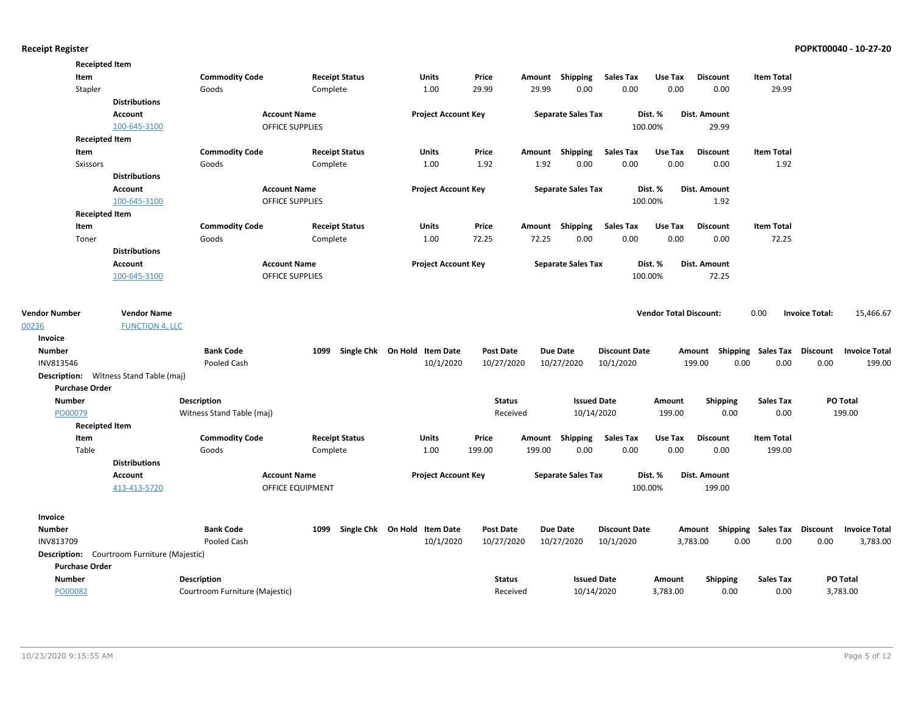**Receipted Item**

| Item | Commodity Code | Receipt Status | Units | Price | Amount | Shipping | Sales Tax | Use Tax | Discount | Item Total |
|---|---|---|---|---|---|---|---|---|---|---|
| Stapler | Goods | Complete | 1.00 | 29.99 | 29.99 | 0.00 | 0.00 | 0.00 | 0.00 | 29.99 |

**Distributions**

| Account | Account Name | Project Account Key | Separate Sales Tax | Dist. % | Dist. Amount |
|---|---|---|---|---|---|
| 100-645-3100 | OFFICE SUPPLIES | | | 100.00% | 29.99 |

**Receipted Item**

| Item | Commodity Code | Receipt Status | Units | Price | Amount | Shipping | Sales Tax | Use Tax | Discount | Item Total |
|---|---|---|---|---|---|---|---|---|---|---|
| Sxissors | Goods | Complete | 1.00 | 1.92 | 1.92 | 0.00 | 0.00 | 0.00 | 0.00 | 1.92 |

**Distributions**

| Account | Account Name | Project Account Key | Separate Sales Tax | Dist. % | Dist. Amount |
|---|---|---|---|---|---|
| 100-645-3100 | OFFICE SUPPLIES | | | 100.00% | 1.92 |

**Receipted Item**

| Item | Commodity Code | Receipt Status | Units | Price | Amount | Shipping | Sales Tax | Use Tax | Discount | Item Total |
|---|---|---|---|---|---|---|---|---|---|---|
| Toner | Goods | Complete | 1.00 | 72.25 | 72.25 | 0.00 | 0.00 | 0.00 | 0.00 | 72.25 |

**Distributions**

| Account | Account Name | Project Account Key | Separate Sales Tax | Dist. % | Dist. Amount |
|---|---|---|---|---|---|
| 100-645-3100 | OFFICE SUPPLIES | | | 100.00% | 72.25 |

| Vendor Number | Vendor Name | Vendor Total Discount: | Invoice Total: |
|---|---|---|---|
| 00236 | FUNCTION 4, LLC | 0.00 | 15,466.67 |

**Invoice**

| Number | Bank Code | 1099 | Single Chk | On Hold | Item Date | Post Date | Due Date | Discount Date | Amount | Shipping | Sales Tax | Discount | Invoice Total |
|---|---|---|---|---|---|---|---|---|---|---|---|---|---|
| INV813546 | Pooled Cash | | | | 10/1/2020 | 10/27/2020 | 10/27/2020 | 10/1/2020 | 199.00 | 0.00 | 0.00 | 0.00 | 199.00 |

**Description:** Witness Stand Table (maj)

**Purchase Order**

| Number | Description | Status | Issued Date | Amount | Shipping | Sales Tax | PO Total |
|---|---|---|---|---|---|---|---|
| PO00079 | Witness Stand Table (maj) | Received | 10/14/2020 | 199.00 | 0.00 | 0.00 | 199.00 |

**Receipted Item**

| Item | Commodity Code | Receipt Status | Units | Price | Amount | Shipping | Sales Tax | Use Tax | Discount | Item Total |
|---|---|---|---|---|---|---|---|---|---|---|
| Table | Goods | Complete | 1.00 | 199.00 | 199.00 | 0.00 | 0.00 | 0.00 | 0.00 | 199.00 |

**Distributions**

| Account | Account Name | Project Account Key | Separate Sales Tax | Dist. % | Dist. Amount |
|---|---|---|---|---|---|
| 413-413-5720 | OFFICE EQUIPMENT | | | 100.00% | 199.00 |

**Invoice**

| Number | Bank Code | 1099 | Single Chk | On Hold | Item Date | Post Date | Due Date | Discount Date | Amount | Shipping | Sales Tax | Discount | Invoice Total |
|---|---|---|---|---|---|---|---|---|---|---|---|---|---|
| INV813709 | Pooled Cash | | | | 10/1/2020 | 10/27/2020 | 10/27/2020 | 10/1/2020 | 3,783.00 | 0.00 | 0.00 | 0.00 | 3,783.00 |

**Description:** Courtroom Furniture (Majestic)

**Purchase Order**

| Number | Description | Status | Issued Date | Amount | Shipping | Sales Tax | PO Total |
|---|---|---|---|---|---|---|---|
| PO00082 | Courtroom Furniture (Majestic) | Received | 10/14/2020 | 3,783.00 | 0.00 | 0.00 | 3,783.00 |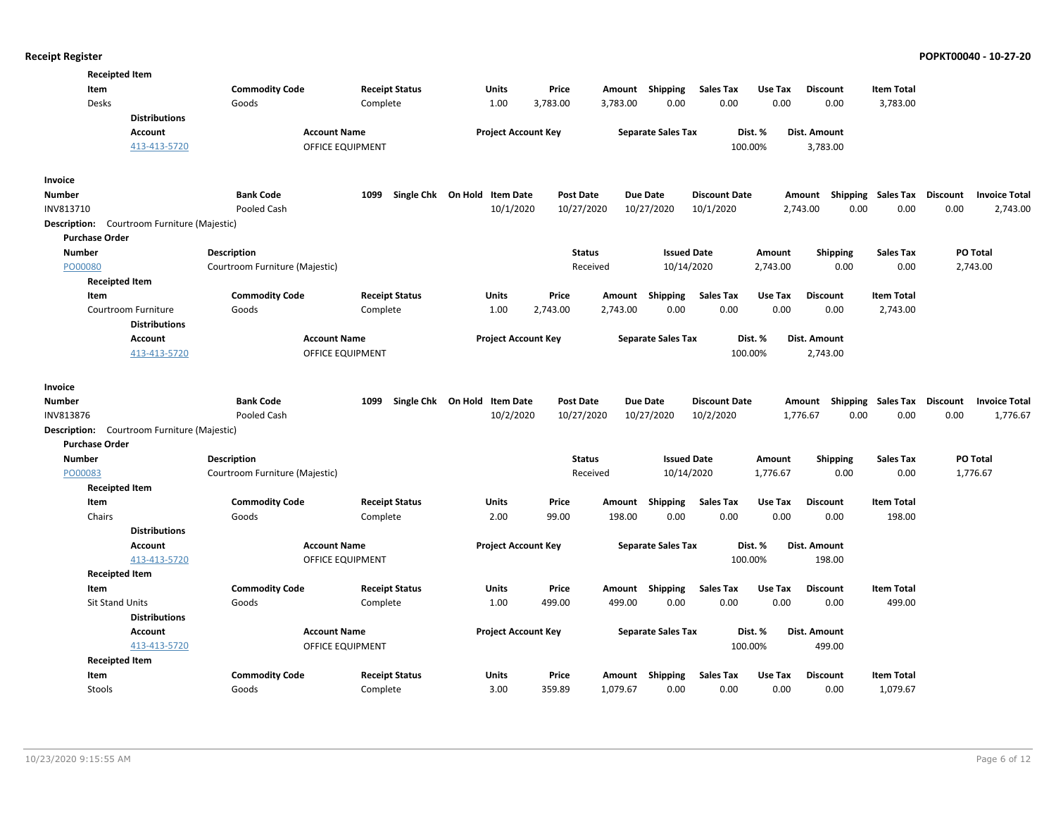**Receipted Item**

| Item | Commodity Code | Receipt Status | Units | Price | Amount | Shipping | Sales Tax | Use Tax | Discount | Item Total |
|---|---|---|---|---|---|---|---|---|---|---|
| Desks | Goods | Complete | 1.00 | 3,783.00 | 3,783.00 | 0.00 | 0.00 | 0.00 | 0.00 | 3,783.00 |

**Distributions**

| Account | Account Name | Project Account Key | Separate Sales Tax | Dist. % | Dist. Amount |
|---|---|---|---|---|---|
| 413-413-5720 | OFFICE EQUIPMENT | | | 100.00% | 3,783.00 |

**Invoice**

| Number | Bank Code | 1099 | Single Chk | On Hold | Item Date | Post Date | Due Date | Discount Date | Amount | Shipping | Sales Tax | Discount | Invoice Total |
|---|---|---|---|---|---|---|---|---|---|---|---|---|---|
| INV813710 | Pooled Cash | | | | 10/1/2020 | 10/27/2020 | 10/27/2020 | 10/1/2020 | 2,743.00 | 0.00 | 0.00 | 0.00 | 2,743.00 |

**Description:** Courtroom Furniture (Majestic)

**Purchase Order**

| Number | Description | Status | Issued Date | Amount | Shipping | Sales Tax | PO Total |
|---|---|---|---|---|---|---|---|
| PO00080 | Courtroom Furniture (Majestic) | Received | 10/14/2020 | 2,743.00 | 0.00 | 0.00 | 2,743.00 |

**Receipted Item**

| Item | Commodity Code | Receipt Status | Units | Price | Amount | Shipping | Sales Tax | Use Tax | Discount | Item Total |
|---|---|---|---|---|---|---|---|---|---|---|
| Courtroom Furniture | Goods | Complete | 1.00 | 2,743.00 | 2,743.00 | 0.00 | 0.00 | 0.00 | 0.00 | 2,743.00 |

**Distributions**

| Account | Account Name | Project Account Key | Separate Sales Tax | Dist. % | Dist. Amount |
|---|---|---|---|---|---|
| 413-413-5720 | OFFICE EQUIPMENT | | | 100.00% | 2,743.00 |

**Invoice**

| Number | Bank Code | 1099 | Single Chk | On Hold | Item Date | Post Date | Due Date | Discount Date | Amount | Shipping | Sales Tax | Discount | Invoice Total |
|---|---|---|---|---|---|---|---|---|---|---|---|---|---|
| INV813876 | Pooled Cash | | | | 10/2/2020 | 10/27/2020 | 10/27/2020 | 10/2/2020 | 1,776.67 | 0.00 | 0.00 | 0.00 | 1,776.67 |

**Description:** Courtroom Furniture (Majestic)

**Purchase Order**

| Number | Description | Status | Issued Date | Amount | Shipping | Sales Tax | PO Total |
|---|---|---|---|---|---|---|---|
| PO00083 | Courtroom Furniture (Majestic) | Received | 10/14/2020 | 1,776.67 | 0.00 | 0.00 | 1,776.67 |

**Receipted Item**

| Item | Commodity Code | Receipt Status | Units | Price | Amount | Shipping | Sales Tax | Use Tax | Discount | Item Total |
|---|---|---|---|---|---|---|---|---|---|---|
| Chairs | Goods | Complete | 2.00 | 99.00 | 198.00 | 0.00 | 0.00 | 0.00 | 0.00 | 198.00 |

**Distributions**

| Account | Account Name | Project Account Key | Separate Sales Tax | Dist. % | Dist. Amount |
|---|---|---|---|---|---|
| 413-413-5720 | OFFICE EQUIPMENT | | | 100.00% | 198.00 |

**Receipted Item**

| Item | Commodity Code | Receipt Status | Units | Price | Amount | Shipping | Sales Tax | Use Tax | Discount | Item Total |
|---|---|---|---|---|---|---|---|---|---|---|
| Sit Stand Units | Goods | Complete | 1.00 | 499.00 | 499.00 | 0.00 | 0.00 | 0.00 | 0.00 | 499.00 |

**Distributions**

| Account | Account Name | Project Account Key | Separate Sales Tax | Dist. % | Dist. Amount |
|---|---|---|---|---|---|
| 413-413-5720 | OFFICE EQUIPMENT | | | 100.00% | 499.00 |

**Receipted Item**

| Item | Commodity Code | Receipt Status | Units | Price | Amount | Shipping | Sales Tax | Use Tax | Discount | Item Total |
|---|---|---|---|---|---|---|---|---|---|---|
| Stools | Goods | Complete | 3.00 | 359.89 | 1,079.67 | 0.00 | 0.00 | 0.00 | 0.00 | 1,079.67 |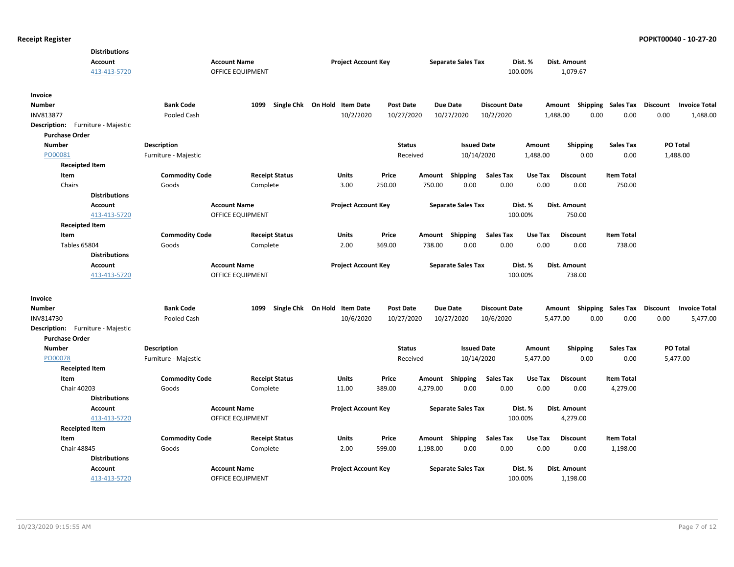**Distributions**

| Account | Account Name | Project Account Key | Separate Sales Tax | Dist. % | Dist. Amount |
|---|---|---|---|---|---|
| 413-413-5720 | OFFICE EQUIPMENT | | | 100.00% | 1,079.67 |

**Invoice**

| Number | Bank Code | 1099 | Single Chk | On Hold | Item Date | Post Date | Due Date | Discount Date | Amount | Shipping | Sales Tax | Discount | Invoice Total |
|---|---|---|---|---|---|---|---|---|---|---|---|---|---|
| INV813877 | Pooled Cash | | | | 10/2/2020 | 10/27/2020 | 10/27/2020 | 10/2/2020 | 1,488.00 | 0.00 | 0.00 | 0.00 | 1,488.00 |

**Description:** Furniture - Majestic

**Purchase Order**

| Number | Description | Status | Issued Date | Amount | Shipping | Sales Tax | PO Total |
|---|---|---|---|---|---|---|---|
| PO00081 | Furniture - Majestic | Received | 10/14/2020 | 1,488.00 | 0.00 | 0.00 | 1,488.00 |

**Receipted Item**

| Item | Commodity Code | Receipt Status | Units | Price | Amount | Shipping | Sales Tax | Use Tax | Discount | Item Total |
|---|---|---|---|---|---|---|---|---|---|---|
| Chairs | Goods | Complete | 3.00 | 250.00 | 750.00 | 0.00 | 0.00 | 0.00 | 0.00 | 750.00 |

**Distributions**

| Account | Account Name | Project Account Key | Separate Sales Tax | Dist. % | Dist. Amount |
|---|---|---|---|---|---|
| 413-413-5720 | OFFICE EQUIPMENT | | | 100.00% | 750.00 |

**Receipted Item**

| Item | Commodity Code | Receipt Status | Units | Price | Amount | Shipping | Sales Tax | Use Tax | Discount | Item Total |
|---|---|---|---|---|---|---|---|---|---|---|
| Tables 65804 | Goods | Complete | 2.00 | 369.00 | 738.00 | 0.00 | 0.00 | 0.00 | 0.00 | 738.00 |

**Distributions**

| Account | Account Name | Project Account Key | Separate Sales Tax | Dist. % | Dist. Amount |
|---|---|---|---|---|---|
| 413-413-5720 | OFFICE EQUIPMENT | | | 100.00% | 738.00 |

**Invoice**

| Number | Bank Code | 1099 | Single Chk | On Hold | Item Date | Post Date | Due Date | Discount Date | Amount | Shipping | Sales Tax | Discount | Invoice Total |
|---|---|---|---|---|---|---|---|---|---|---|---|---|---|
| INV814730 | Pooled Cash | | | | 10/6/2020 | 10/27/2020 | 10/27/2020 | 10/6/2020 | 5,477.00 | 0.00 | 0.00 | 0.00 | 5,477.00 |

**Description:** Furniture - Majestic

**Purchase Order**

| Number | Description | Status | Issued Date | Amount | Shipping | Sales Tax | PO Total |
|---|---|---|---|---|---|---|---|
| PO00078 | Furniture - Majestic | Received | 10/14/2020 | 5,477.00 | 0.00 | 0.00 | 5,477.00 |

**Receipted Item**

| Item | Commodity Code | Receipt Status | Units | Price | Amount | Shipping | Sales Tax | Use Tax | Discount | Item Total |
|---|---|---|---|---|---|---|---|---|---|---|
| Chair 40203 | Goods | Complete | 11.00 | 389.00 | 4,279.00 | 0.00 | 0.00 | 0.00 | 0.00 | 4,279.00 |

**Distributions**

| Account | Account Name | Project Account Key | Separate Sales Tax | Dist. % | Dist. Amount |
|---|---|---|---|---|---|
| 413-413-5720 | OFFICE EQUIPMENT | | | 100.00% | 4,279.00 |

**Receipted Item**

| Item | Commodity Code | Receipt Status | Units | Price | Amount | Shipping | Sales Tax | Use Tax | Discount | Item Total |
|---|---|---|---|---|---|---|---|---|---|---|
| Chair 48845 | Goods | Complete | 2.00 | 599.00 | 1,198.00 | 0.00 | 0.00 | 0.00 | 0.00 | 1,198.00 |

**Distributions**

| Account | Account Name | Project Account Key | Separate Sales Tax | Dist. % | Dist. Amount |
|---|---|---|---|---|---|
| 413-413-5720 | OFFICE EQUIPMENT | | | 100.00% | 1,198.00 |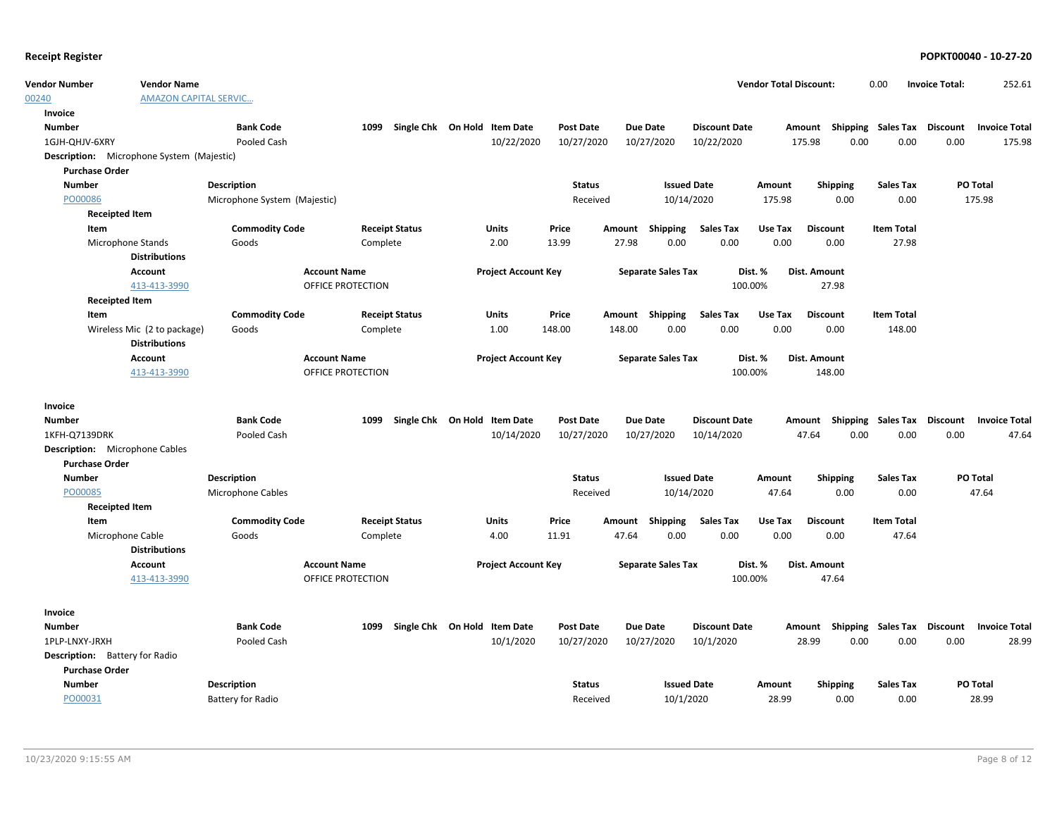**Receipt Register** **POPKT00040 - 10-27-20**

| Vendor Number | Vendor Name | Vendor Total Discount: | Invoice Total: |
|---|---|---|---|
| 00240 | AMAZON CAPITAL SERVIC... | 0.00 | 252.61 |

**Invoice**

| Number | Bank Code | 1099 | Single Chk | On Hold | Item Date | Post Date | Due Date | Discount Date | Amount | Shipping | Sales Tax | Discount | Invoice Total |
|---|---|---|---|---|---|---|---|---|---|---|---|---|---|
| 1GJH-QHJV-6XRY | Pooled Cash | | | | 10/22/2020 | 10/27/2020 | 10/27/2020 | 10/22/2020 | 175.98 | 0.00 | 0.00 | 0.00 | 175.98 |

**Description:** Microphone System (Majestic)

**Purchase Order**

| Number | Description | Status | Issued Date | Amount | Shipping | Sales Tax | PO Total |
|---|---|---|---|---|---|---|---|
| PO00086 | Microphone System (Majestic) | Received | 10/14/2020 | 175.98 | 0.00 | 0.00 | 175.98 |

**Receipted Item**

| Item | Commodity Code | Receipt Status | Units | Price | Amount | Shipping | Sales Tax | Use Tax | Discount | Item Total |
|---|---|---|---|---|---|---|---|---|---|---|
| Microphone Stands | Goods | Complete | 2.00 | 13.99 | 27.98 | 0.00 | 0.00 | 0.00 | 0.00 | 27.98 |

**Distributions**

| Account | Account Name | Project Account Key | Separate Sales Tax | Dist. % | Dist. Amount |
|---|---|---|---|---|---|
| 413-413-3990 | OFFICE PROTECTION | | | 100.00% | 27.98 |

**Receipted Item**

| Item | Commodity Code | Receipt Status | Units | Price | Amount | Shipping | Sales Tax | Use Tax | Discount | Item Total |
|---|---|---|---|---|---|---|---|---|---|---|
| Wireless Mic (2 to package) | Goods | Complete | 1.00 | 148.00 | 148.00 | 0.00 | 0.00 | 0.00 | 0.00 | 148.00 |

**Distributions**

| Account | Account Name | Project Account Key | Separate Sales Tax | Dist. % | Dist. Amount |
|---|---|---|---|---|---|
| 413-413-3990 | OFFICE PROTECTION | | | 100.00% | 148.00 |

**Invoice**

| Number | Bank Code | 1099 | Single Chk | On Hold | Item Date | Post Date | Due Date | Discount Date | Amount | Shipping | Sales Tax | Discount | Invoice Total |
|---|---|---|---|---|---|---|---|---|---|---|---|---|---|
| 1KFH-Q7139DRK | Pooled Cash | | | | 10/14/2020 | 10/27/2020 | 10/27/2020 | 10/14/2020 | 47.64 | 0.00 | 0.00 | 0.00 | 47.64 |

**Description:** Microphone Cables

**Purchase Order**

| Number | Description | Status | Issued Date | Amount | Shipping | Sales Tax | PO Total |
|---|---|---|---|---|---|---|---|
| PO00085 | Microphone Cables | Received | 10/14/2020 | 47.64 | 0.00 | 0.00 | 47.64 |

**Receipted Item**

| Item | Commodity Code | Receipt Status | Units | Price | Amount | Shipping | Sales Tax | Use Tax | Discount | Item Total |
|---|---|---|---|---|---|---|---|---|---|---|
| Microphone Cable | Goods | Complete | 4.00 | 11.91 | 47.64 | 0.00 | 0.00 | 0.00 | 0.00 | 47.64 |

**Distributions**

| Account | Account Name | Project Account Key | Separate Sales Tax | Dist. % | Dist. Amount |
|---|---|---|---|---|---|
| 413-413-3990 | OFFICE PROTECTION | | | 100.00% | 47.64 |

**Invoice**

| Number | Bank Code | 1099 | Single Chk | On Hold | Item Date | Post Date | Due Date | Discount Date | Amount | Shipping | Sales Tax | Discount | Invoice Total |
|---|---|---|---|---|---|---|---|---|---|---|---|---|---|
| 1PLP-LNXY-JRXH | Pooled Cash | | | | 10/1/2020 | 10/27/2020 | 10/27/2020 | 10/1/2020 | 28.99 | 0.00 | 0.00 | 0.00 | 28.99 |

**Description:** Battery for Radio

**Purchase Order**

| Number | Description | Status | Issued Date | Amount | Shipping | Sales Tax | PO Total |
|---|---|---|---|---|---|---|---|
| PO00031 | Battery for Radio | Received | 10/1/2020 | 28.99 | 0.00 | 0.00 | 28.99 |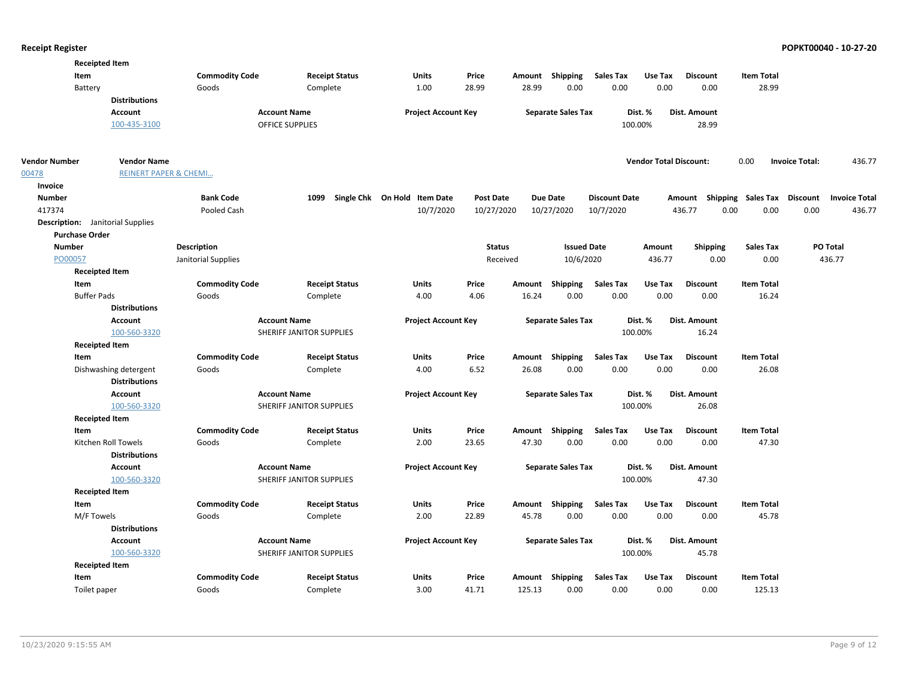**Receipted Item**

| Item | Commodity Code | Receipt Status | Units | Price | Amount | Shipping | Sales Tax | Use Tax | Discount | Item Total |
|---|---|---|---|---|---|---|---|---|---|---|
| Battery | Goods | Complete | 1.00 | 28.99 | 28.99 | 0.00 | 0.00 | 0.00 | 0.00 | 28.99 |

**Distributions**

| Account | Account Name | Project Account Key | Separate Sales Tax | Dist. % | Dist. Amount |
|---|---|---|---|---|---|
| 100-435-3100 | OFFICE SUPPLIES | | | 100.00% | 28.99 |

| Vendor Number | Vendor Name | Vendor Total Discount: | 0.00 | Invoice Total: | 436.77 |
|---|---|---|---|---|---|
| 00478 | REINERT PAPER & CHEMI… | | | | |

**Invoice**

| Number | Bank Code | 1099 | Single Chk | On Hold | Item Date | Post Date | Due Date | Discount Date | Amount | Shipping | Sales Tax | Discount | Invoice Total |
|---|---|---|---|---|---|---|---|---|---|---|---|---|---|
| 417374 | Pooled Cash | | | | 10/7/2020 | 10/27/2020 | 10/27/2020 | 10/7/2020 | 436.77 | 0.00 | 0.00 | 0.00 | 436.77 |

**Description:** Janitorial Supplies

**Purchase Order**

| Number | Description | Status | Issued Date | Amount | Shipping | Sales Tax | PO Total |
|---|---|---|---|---|---|---|---|
| PO00057 | Janitorial Supplies | Received | 10/6/2020 | 436.77 | 0.00 | 0.00 | 436.77 |

**Receipted Item**

| Item | Commodity Code | Receipt Status | Units | Price | Amount | Shipping | Sales Tax | Use Tax | Discount | Item Total |
|---|---|---|---|---|---|---|---|---|---|---|
| Buffer Pads | Goods | Complete | 4.00 | 4.06 | 16.24 | 0.00 | 0.00 | 0.00 | 0.00 | 16.24 |

**Distributions**

| Account | Account Name | Project Account Key | Separate Sales Tax | Dist. % | Dist. Amount |
|---|---|---|---|---|---|
| 100-560-3320 | SHERIFF JANITOR SUPPLIES | | | 100.00% | 16.24 |

**Receipted Item**

| Item | Commodity Code | Receipt Status | Units | Price | Amount | Shipping | Sales Tax | Use Tax | Discount | Item Total |
|---|---|---|---|---|---|---|---|---|---|---|
| Dishwashing detergent | Goods | Complete | 4.00 | 6.52 | 26.08 | 0.00 | 0.00 | 0.00 | 0.00 | 26.08 |

**Distributions**

| Account | Account Name | Project Account Key | Separate Sales Tax | Dist. % | Dist. Amount |
|---|---|---|---|---|---|
| 100-560-3320 | SHERIFF JANITOR SUPPLIES | | | 100.00% | 26.08 |

**Receipted Item**

| Item | Commodity Code | Receipt Status | Units | Price | Amount | Shipping | Sales Tax | Use Tax | Discount | Item Total |
|---|---|---|---|---|---|---|---|---|---|---|
| Kitchen Roll Towels | Goods | Complete | 2.00 | 23.65 | 47.30 | 0.00 | 0.00 | 0.00 | 0.00 | 47.30 |

**Distributions**

| Account | Account Name | Project Account Key | Separate Sales Tax | Dist. % | Dist. Amount |
|---|---|---|---|---|---|
| 100-560-3320 | SHERIFF JANITOR SUPPLIES | | | 100.00% | 47.30 |

**Receipted Item**

| Item | Commodity Code | Receipt Status | Units | Price | Amount | Shipping | Sales Tax | Use Tax | Discount | Item Total |
|---|---|---|---|---|---|---|---|---|---|---|
| M/F Towels | Goods | Complete | 2.00 | 22.89 | 45.78 | 0.00 | 0.00 | 0.00 | 0.00 | 45.78 |

**Distributions**

| Account | Account Name | Project Account Key | Separate Sales Tax | Dist. % | Dist. Amount |
|---|---|---|---|---|---|
| 100-560-3320 | SHERIFF JANITOR SUPPLIES | | | 100.00% | 45.78 |

**Receipted Item**

| Item | Commodity Code | Receipt Status | Units | Price | Amount | Shipping | Sales Tax | Use Tax | Discount | Item Total |
|---|---|---|---|---|---|---|---|---|---|---|
| Toilet paper | Goods | Complete | 3.00 | 41.71 | 125.13 | 0.00 | 0.00 | 0.00 | 0.00 | 125.13 |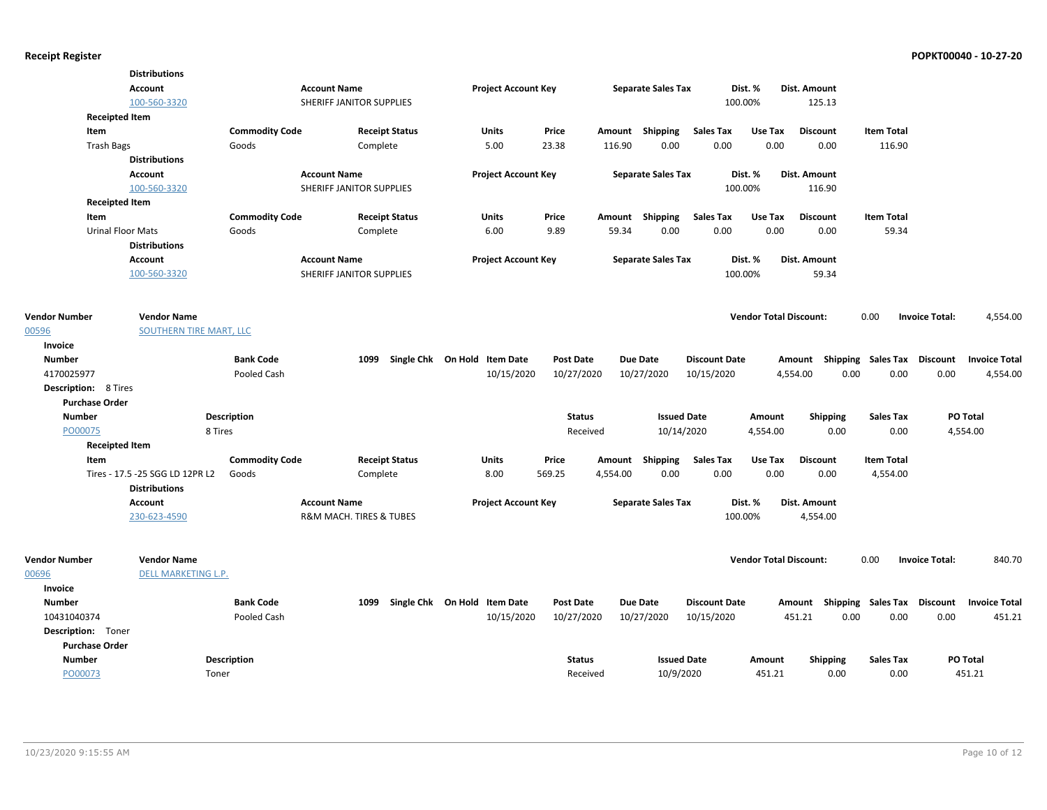**Distributions**

| Account | Account Name | Project Account Key | Separate Sales Tax | Dist. % | Dist. Amount |
|---|---|---|---|---|---|
| 100-560-3320 | SHERIFF JANITOR SUPPLIES | | | 100.00% | 125.13 |

**Receipted Item**

| Item | Commodity Code | Receipt Status | Units | Price | Amount | Shipping | Sales Tax | Use Tax | Discount | Item Total |
|---|---|---|---|---|---|---|---|---|---|---|
| Trash Bags | Goods | Complete | 5.00 | 23.38 | 116.90 | 0.00 | 0.00 | 0.00 | 0.00 | 116.90 |

**Distributions**

| Account | Account Name | Project Account Key | Separate Sales Tax | Dist. % | Dist. Amount |
|---|---|---|---|---|---|
| 100-560-3320 | SHERIFF JANITOR SUPPLIES | | | 100.00% | 116.90 |

**Receipted Item**

| Item | Commodity Code | Receipt Status | Units | Price | Amount | Shipping | Sales Tax | Use Tax | Discount | Item Total |
|---|---|---|---|---|---|---|---|---|---|---|
| Urinal Floor Mats | Goods | Complete | 6.00 | 9.89 | 59.34 | 0.00 | 0.00 | 0.00 | 0.00 | 59.34 |

**Distributions**

| Account | Account Name | Project Account Key | Separate Sales Tax | Dist. % | Dist. Amount |
|---|---|---|---|---|---|
| 100-560-3320 | SHERIFF JANITOR SUPPLIES | | | 100.00% | 59.34 |

| Vendor Number | Vendor Name | Vendor Total Discount: | Invoice Total: |
|---|---|---|---|
| 00596 | SOUTHERN TIRE MART, LLC | 0.00 | 4,554.00 |

**Invoice**

| Number | Bank Code | 1099 | Single Chk | On Hold | Item Date | Post Date | Due Date | Discount Date | Amount | Shipping | Sales Tax | Discount | Invoice Total |
|---|---|---|---|---|---|---|---|---|---|---|---|---|---|
| 4170025977 | Pooled Cash | | | | 10/15/2020 | 10/27/2020 | 10/27/2020 | 10/15/2020 | 4,554.00 | 0.00 | 0.00 | 0.00 | 4,554.00 |

**Description:** 8 Tires

**Purchase Order**

| Number | Description | Status | Issued Date | Amount | Shipping | Sales Tax | PO Total |
|---|---|---|---|---|---|---|---|
| PO00075 | 8 Tires | Received | 10/14/2020 | 4,554.00 | 0.00 | 0.00 | 4,554.00 |

**Receipted Item**

| Item | Commodity Code | Receipt Status | Units | Price | Amount | Shipping | Sales Tax | Use Tax | Discount | Item Total |
|---|---|---|---|---|---|---|---|---|---|---|
| Tires - 17.5 -25 SGG LD 12PR L2 | Goods | Complete | 8.00 | 569.25 | 4,554.00 | 0.00 | 0.00 | 0.00 | 0.00 | 4,554.00 |

**Distributions**

| Account | Account Name | Project Account Key | Separate Sales Tax | Dist. % | Dist. Amount |
|---|---|---|---|---|---|
| 230-623-4590 | R&M MACH. TIRES & TUBES | | | 100.00% | 4,554.00 |

| Vendor Number | Vendor Name | Vendor Total Discount: | Invoice Total: |
|---|---|---|---|
| 00696 | DELL MARKETING L.P. | 0.00 | 840.70 |

**Invoice**

| Number | Bank Code | 1099 | Single Chk | On Hold | Item Date | Post Date | Due Date | Discount Date | Amount | Shipping | Sales Tax | Discount | Invoice Total |
|---|---|---|---|---|---|---|---|---|---|---|---|---|---|
| 10431040374 | Pooled Cash | | | | 10/15/2020 | 10/27/2020 | 10/27/2020 | 10/15/2020 | 451.21 | 0.00 | 0.00 | 0.00 | 451.21 |

**Description:** Toner

**Purchase Order**

| Number | Description | Status | Issued Date | Amount | Shipping | Sales Tax | PO Total |
|---|---|---|---|---|---|---|---|
| PO00073 | Toner | Received | 10/9/2020 | 451.21 | 0.00 | 0.00 | 451.21 |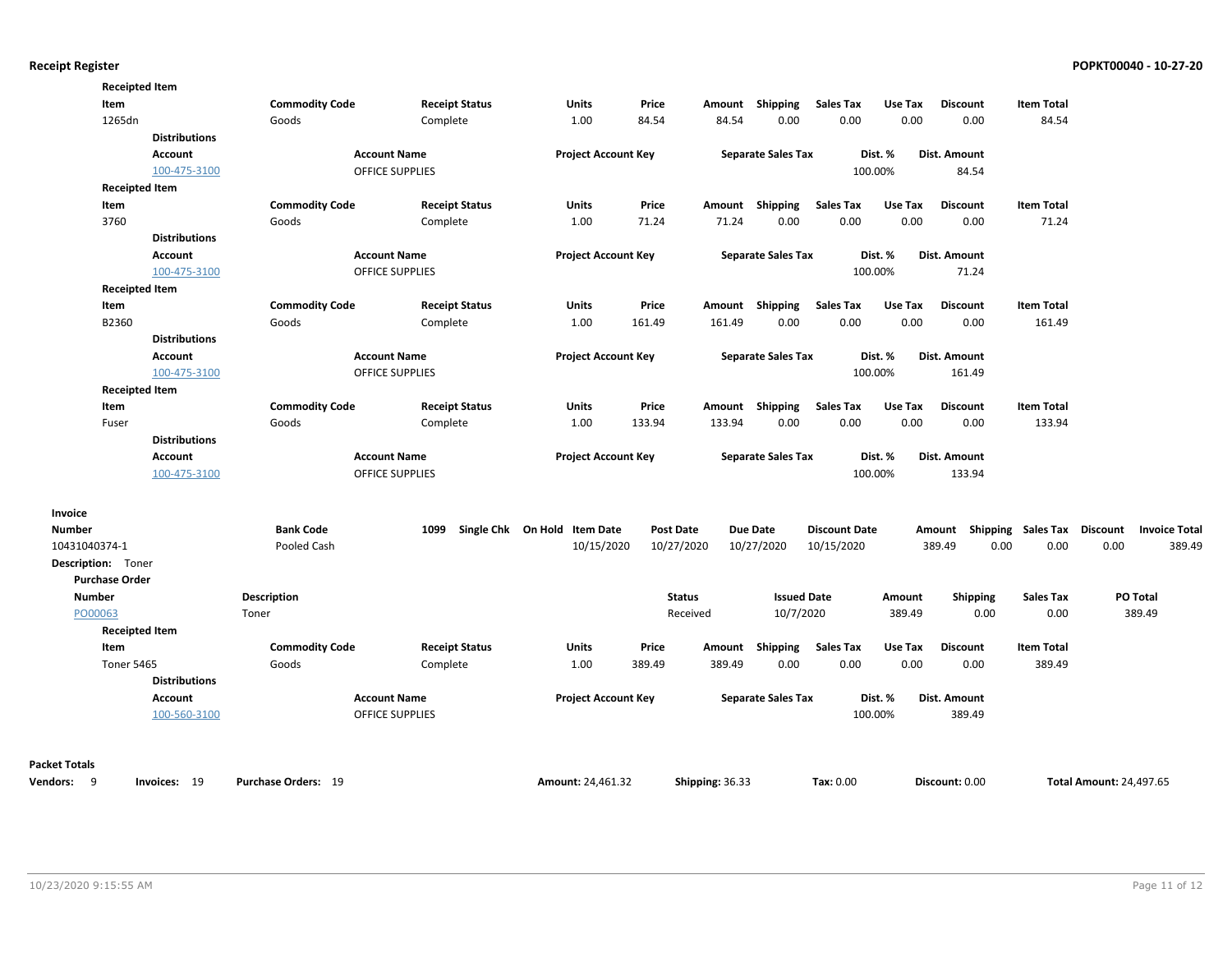**Receipted Item**

| Item | Commodity Code | Receipt Status | Units | Price | Amount | Shipping | Sales Tax | Use Tax | Discount | Item Total |
|---|---|---|---|---|---|---|---|---|---|---|
| 1265dn | Goods | Complete | 1.00 | 84.54 | 84.54 | 0.00 | 0.00 | 0.00 | 0.00 | 84.54 |

**Distributions**

| Account | Account Name | Project Account Key | Separate Sales Tax | Dist. % | Dist. Amount |
|---|---|---|---|---|---|
| 100-475-3100 | OFFICE SUPPLIES | | | 100.00% | 84.54 |

**Receipted Item**

| Item | Commodity Code | Receipt Status | Units | Price | Amount | Shipping | Sales Tax | Use Tax | Discount | Item Total |
|---|---|---|---|---|---|---|---|---|---|---|
| 3760 | Goods | Complete | 1.00 | 71.24 | 71.24 | 0.00 | 0.00 | 0.00 | 0.00 | 71.24 |

**Distributions**

| Account | Account Name | Project Account Key | Separate Sales Tax | Dist. % | Dist. Amount |
|---|---|---|---|---|---|
| 100-475-3100 | OFFICE SUPPLIES | | | 100.00% | 71.24 |

**Receipted Item**

| Item | Commodity Code | Receipt Status | Units | Price | Amount | Shipping | Sales Tax | Use Tax | Discount | Item Total |
|---|---|---|---|---|---|---|---|---|---|---|
| B2360 | Goods | Complete | 1.00 | 161.49 | 161.49 | 0.00 | 0.00 | 0.00 | 0.00 | 161.49 |

**Distributions**

| Account | Account Name | Project Account Key | Separate Sales Tax | Dist. % | Dist. Amount |
|---|---|---|---|---|---|
| 100-475-3100 | OFFICE SUPPLIES | | | 100.00% | 161.49 |

**Receipted Item**

| Item | Commodity Code | Receipt Status | Units | Price | Amount | Shipping | Sales Tax | Use Tax | Discount | Item Total |
|---|---|---|---|---|---|---|---|---|---|---|
| Fuser | Goods | Complete | 1.00 | 133.94 | 133.94 | 0.00 | 0.00 | 0.00 | 0.00 | 133.94 |

**Distributions**

| Account | Account Name | Project Account Key | Separate Sales Tax | Dist. % | Dist. Amount |
|---|---|---|---|---|---|
| 100-475-3100 | OFFICE SUPPLIES | | | 100.00% | 133.94 |

**Invoice**

| Number | Bank Code | 1099 | Single Chk | On Hold | Item Date | Post Date | Due Date | Discount Date | Amount | Shipping | Sales Tax | Discount | Invoice Total |
|---|---|---|---|---|---|---|---|---|---|---|---|---|---|
| 10431040374-1 | Pooled Cash | | | | 10/15/2020 | 10/27/2020 | 10/27/2020 | 10/15/2020 | 389.49 | 0.00 | 0.00 | 0.00 | 389.49 |

**Description:** Toner

**Purchase Order**

| Number | Description | Status | Issued Date | Amount | Shipping | Sales Tax | PO Total |
|---|---|---|---|---|---|---|---|
| PO00063 | Toner | Received | 10/7/2020 | 389.49 | 0.00 | 0.00 | 389.49 |

**Receipted Item**

| Item | Commodity Code | Receipt Status | Units | Price | Amount | Shipping | Sales Tax | Use Tax | Discount | Item Total |
|---|---|---|---|---|---|---|---|---|---|---|
| Toner 5465 | Goods | Complete | 1.00 | 389.49 | 389.49 | 0.00 | 0.00 | 0.00 | 0.00 | 389.49 |

**Distributions**

| Account | Account Name | Project Account Key | Separate Sales Tax | Dist. % | Dist. Amount |
|---|---|---|---|---|---|
| 100-560-3100 | OFFICE SUPPLIES | | | 100.00% | 389.49 |

**Packet Totals**

**Vendors:** 9 **Invoices:** 19 **Purchase Orders:** 19 **Amount:** 24,461.32 **Shipping:** 36.33 **Tax:** 0.00 **Discount:** 0.00 **Total Amount:** 24,497.65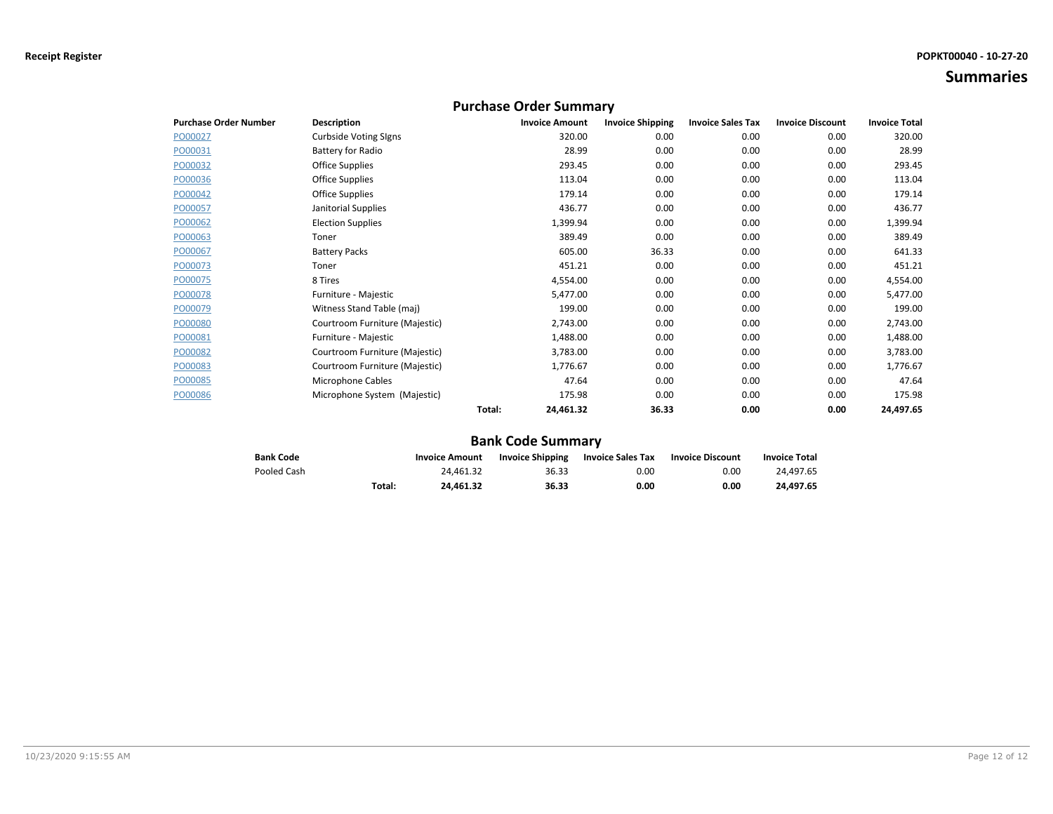# Summaries

## Purchase Order Summary

| Purchase Order Number | Description | | Invoice Amount | Invoice Shipping | Invoice Sales Tax | Invoice Discount | Invoice Total |
|---|---|---|---|---|---|---|---|
| PO00027 | Curbside Voting SIgns | | 320.00 | 0.00 | 0.00 | 0.00 | 320.00 |
| PO00031 | Battery for Radio | | 28.99 | 0.00 | 0.00 | 0.00 | 28.99 |
| PO00032 | Office Supplies | | 293.45 | 0.00 | 0.00 | 0.00 | 293.45 |
| PO00036 | Office Supplies | | 113.04 | 0.00 | 0.00 | 0.00 | 113.04 |
| PO00042 | Office Supplies | | 179.14 | 0.00 | 0.00 | 0.00 | 179.14 |
| PO00057 | Janitorial Supplies | | 436.77 | 0.00 | 0.00 | 0.00 | 436.77 |
| PO00062 | Election Supplies | | 1,399.94 | 0.00 | 0.00 | 0.00 | 1,399.94 |
| PO00063 | Toner | | 389.49 | 0.00 | 0.00 | 0.00 | 389.49 |
| PO00067 | Battery Packs | | 605.00 | 36.33 | 0.00 | 0.00 | 641.33 |
| PO00073 | Toner | | 451.21 | 0.00 | 0.00 | 0.00 | 451.21 |
| PO00075 | 8 Tires | | 4,554.00 | 0.00 | 0.00 | 0.00 | 4,554.00 |
| PO00078 | Furniture - Majestic | | 5,477.00 | 0.00 | 0.00 | 0.00 | 5,477.00 |
| PO00079 | Witness Stand Table (maj) | | 199.00 | 0.00 | 0.00 | 0.00 | 199.00 |
| PO00080 | Courtroom Furniture (Majestic) | | 2,743.00 | 0.00 | 0.00 | 0.00 | 2,743.00 |
| PO00081 | Furniture - Majestic | | 1,488.00 | 0.00 | 0.00 | 0.00 | 1,488.00 |
| PO00082 | Courtroom Furniture (Majestic) | | 3,783.00 | 0.00 | 0.00 | 0.00 | 3,783.00 |
| PO00083 | Courtroom Furniture (Majestic) | | 1,776.67 | 0.00 | 0.00 | 0.00 | 1,776.67 |
| PO00085 | Microphone Cables | | 47.64 | 0.00 | 0.00 | 0.00 | 47.64 |
| PO00086 | Microphone System (Majestic) | | 175.98 | 0.00 | 0.00 | 0.00 | 175.98 |
| | | **Total:** | **24,461.32** | **36.33** | **0.00** | **0.00** | **24,497.65** |

## Bank Code Summary

| Bank Code | | Invoice Amount | Invoice Shipping | Invoice Sales Tax | Invoice Discount | Invoice Total |
|---|---|---|---|---|---|---|
| Pooled Cash | | 24,461.32 | 36.33 | 0.00 | 0.00 | 24,497.65 |
| | **Total:** | **24,461.32** | **36.33** | **0.00** | **0.00** | **24,497.65** |